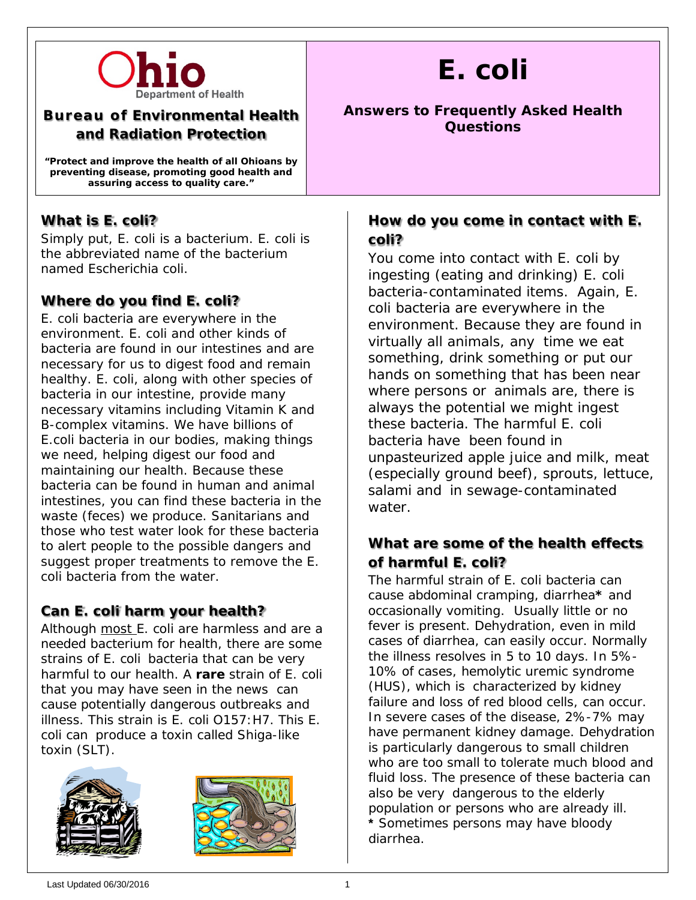Ohio Department of Health

**Bureau of Environmental Health and Radiation Protection**

**"Protect and improve the health of all Ohioans by preventing disease, promoting good health and assuring access to quality care."**

# E. coli

**Answers to Frequently Asked Health Questions**

## What is E. coli?

Simply put, E. coli is a bacterium. E. coli is the abbreviated name of the bacterium named Escherichia coli.

## Where do you find E. coli?

E. coli bacteria are everywhere in the environment. E. coli and other kinds of bacteria are found in our intestines and are necessary for us to digest food and remain healthy. E. coli, along with other species of bacteria in our intestine, provide many necessary vitamins including Vitamin K and B-complex vitamins. We have billions of E.coli bacteria in our bodies, making things we need, helping digest our food and maintaining our health. Because these bacteria can be found in human and animal intestines, you can find these bacteria in the waste (feces) we produce. Sanitarians and those who test water look for these bacteria to alert people to the possible dangers and suggest proper treatments to remove the E. coli bacteria from the water.

## Can E. coli harm your health?

Although most E. coli are harmless and are a needed bacterium for health, there are some strains of E. coli bacteria that can be very harmful to our health. A **rare** strain of E. coli that you may have seen in the news can cause potentially dangerous outbreaks and illness. This strain is E. coli O157:H7. This E. coli can produce a toxin called Shiga-like toxin (SLT).

## How do you come in contact with E. coli?

You come into contact with E. coli by ingesting (eating and drinking) E. coli bacteria-contaminated items. Again, E. coli bacteria are everywhere in the environment. Because they are found in virtually all animals, any time we eat something, drink something or put our hands on something that has been near where persons or animals are, there is always the potential we might ingest these bacteria. The harmful E. coli bacteria have been found in unpasteurized apple juice and milk, meat (especially ground beef), sprouts, lettuce, salami and in sewage-contaminated water.

## What are some of the health effects of harmful E. coli?

The harmful strain of E. coli bacteria can cause abdominal cramping, diarrhea**\*** and occasionally vomiting. Usually little or no fever is present. Dehydration, even in mild cases of diarrhea, can easily occur. Normally the illness resolves in 5 to 10 days. In 5%-10% of cases, hemolytic uremic syndrome (HUS), which is characterized by kidney failure and loss of red blood cells, can occur. In severe cases of the disease, 2%-7% may have permanent kidney damage. Dehydration is particularly dangerous to small children who are too small to tolerate much blood and fluid loss. The presence of these bacteria can also be very dangerous to the elderly population or persons who are already ill.

**\*** Sometimes persons may have bloody diarrhea.

Last Updated 06/30/2016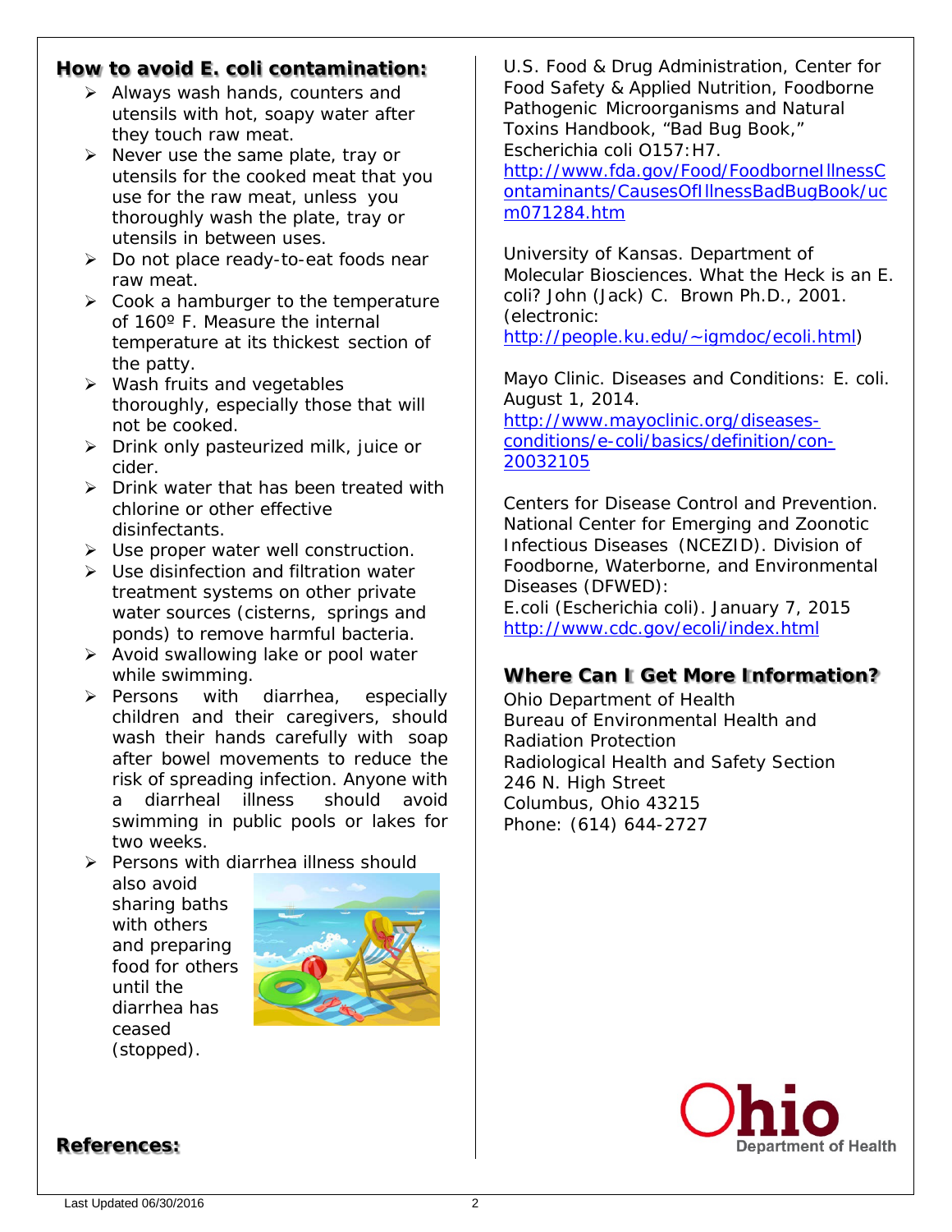## How to avoid E. coli contamination:

- Always wash hands, counters and utensils with hot, soapy water after they touch raw meat.
- Never use the same plate, tray or utensils for the cooked meat that you use for the raw meat, unless you thoroughly wash the plate, tray or utensils in between uses.
- Do not place ready-to-eat foods near raw meat.
- Cook a hamburger to the temperature of 160º F. Measure the internal temperature at its thickest section of the patty.
- Wash fruits and vegetables thoroughly, especially those that will not be cooked.
- Drink only pasteurized milk, juice or cider.
- Drink water that has been treated with chlorine or other effective disinfectants.
- Use proper water well construction.
- Use disinfection and filtration water treatment systems on other private water sources (cisterns, springs and ponds) to remove harmful bacteria.
- Avoid swallowing lake or pool water while swimming.
- Persons with diarrhea, especially children and their caregivers, should wash their hands carefully with soap after bowel movements to reduce the risk of spreading infection. Anyone with a diarrheal illness should avoid swimming in public pools or lakes for two weeks.
- Persons with diarrhea illness should also avoid sharing baths with others and preparing food for others until the diarrhea has ceased (stopped).

## References:

U.S. Food & Drug Administration, Center for Food Safety & Applied Nutrition, Foodborne Pathogenic Microorganisms and Natural Toxins Handbook, "Bad Bug Book," Escherichia coli O157:H7.
http://www.fda.gov/Food/FoodborneIllnessContaminants/CausesOfIllnessBadBugBook/ucm071284.htm

University of Kansas. Department of Molecular Biosciences. What the Heck is an E. coli? John (Jack) C. Brown Ph.D., 2001. (electronic: http://people.ku.edu/~jgmdoc/ecoli.html)

Mayo Clinic. Diseases and Conditions: E. coli. August 1, 2014.
http://www.mayoclinic.org/diseases-conditions/e-coli/basics/definition/con-20032105

Centers for Disease Control and Prevention. National Center for Emerging and Zoonotic Infectious Diseases (NCEZID). Division of Foodborne, Waterborne, and Environmental Diseases (DFWED):
E.coli (Escherichia coli). January 7, 2015
http://www.cdc.gov/ecoli/index.html

## Where Can I Get More Information?

Ohio Department of Health
Bureau of Environmental Health and Radiation Protection
Radiological Health and Safety Section
246 N. High Street
Columbus, Ohio 43215
Phone: (614) 644-2727

Ohio Department of Health

Last Updated 06/30/2016